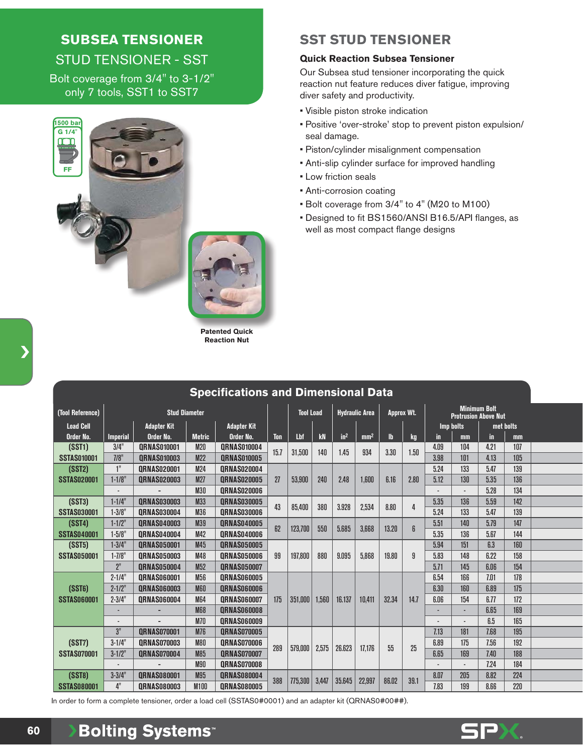# SUBSEA TENSIONER

## STUD TENSIONER - SST

Bolt coverage from 3/4" to 3-1/2" only 7 tools, SST1 to SST7

1500 bar
G 1/4"
FF

Patented Quick Reaction Nut

## SST STUD TENSIONER

### Quick Reaction Subsea Tensioner

Our Subsea stud tensioner incorporating the quick reaction nut feature reduces diver fatigue, improving diver safety and productivity.

- Visible piston stroke indication
- Positive 'over-stroke' stop to prevent piston expulsion/ seal damage.
- Piston/cylinder misalignment compensation
- Anti-slip cylinder surface for improved handling
- Low friction seals
- Anti-corrosion coating
- Bolt coverage from 3/4" to 4" (M20 to M100)
- Designed to fit BS1560/ANSI B16.5/API flanges, as well as most compact flange designs

## Specifications and Dimensional Data

| (Tool Reference) | Stud Diameter | | | | | Tool Load | | Hydraulic Area | | Approx Wt. | | Minimum Bolt Protrusion Above Nut | | | |
|---|---|---|---|---|---|---|---|---|---|---|---|---|---|---|---|
| Load Cell | | Adapter Kit | | Adapter Kit | | | | | | | | Imp bolts | | met bolts | |
| Order No. | Imperial | Order No. | Metric | Order No. | Ton | Lbf | kN | in² | mm² | lb | kg | in | mm | in | mm |
| (SST1) | 3/4" | QRNAS010001 | M20 | QRNAS010004 | 15.7 | 31,500 | 140 | 1.45 | 934 | 3.30 | 1.50 | 4.09 | 104 | 4.21 | 107 |
| SSTAS010001 | 7/8" | QRNAS010003 | M22 | QRNAS010005 | | | | | | | | 3.98 | 101 | 4.13 | 105 |
| (SST2) | 1" | QRNAS020001 | M24 | QRNAS020004 | 27 | 53,900 | 240 | 2.48 | 1,600 | 6.16 | 2.80 | 5.24 | 133 | 5.47 | 139 |
| SSTAS020001 | 1-1/8" | QRNAS020003 | M27 | QRNAS020005 | | | | | | | | 5.12 | 130 | 5.35 | 136 |
| | - | - | M30 | QRNAS020006 | | | | | | | | - | - | 5.28 | 134 |
| (SST3) | 1-1/4" | QRNAS030003 | M33 | QRNAS030005 | 43 | 85,400 | 380 | 3.928 | 2,534 | 8.80 | 4 | 5.35 | 136 | 5.59 | 142 |
| SSTAS030001 | 1-3/8" | QRNAS030004 | M36 | QRNAS030006 | | | | | | | | 5.24 | 133 | 5.47 | 139 |
| (SST4) | 1-1/2" | QRNAS040003 | M39 | QRNAS040005 | 62 | 123,700 | 550 | 5.685 | 3,668 | 13.20 | 6 | 5.51 | 140 | 5.79 | 147 |
| SSTAS040001 | 1-5/8" | QRNAS040004 | M42 | QRNAS040006 | | | | | | | | 5.35 | 136 | 5.67 | 144 |
| (SST5) | 1-3/4" | QRNAS050001 | M45 | QRNAS050005 | 99 | 197,800 | 880 | 9.095 | 5,868 | 19.80 | 9 | 5.94 | 151 | 6.3 | 160 |
| SSTAS050001 | 1-7/8" | QRNAS050003 | M48 | QRNAS050006 | | | | | | | | 5.83 | 148 | 6.22 | 158 |
| | 2" | QRNAS050004 | M52 | QRNAS050007 | | | | | | | | 5.71 | 145 | 6.06 | 154 |
| (SST6) | 2-1/4" | QRNAS060001 | M56 | QRNAS060005 | 175 | 351,000 | 1,560 | 16.137 | 10,411 | 32.34 | 14.7 | 6.54 | 166 | 7.01 | 178 |
| SSTAS060001 | 2-1/2" | QRNAS060003 | M60 | QRNAS060006 | | | | | | | | 6.30 | 160 | 6.89 | 175 |
| | 2-3/4" | QRNAS060004 | M64 | QRNAS060007 | | | | | | | | 6.06 | 154 | 6.77 | 172 |
| | - | - | M68 | QRNAS060008 | | | | | | | | - | - | 6.65 | 169 |
| | - | - | M70 | QRNAS060009 | | | | | | | | - | - | 6.5 | 165 |
| (SST7) | 3" | QRNAS070001 | M76 | QRNAS070005 | 289 | 579,000 | 2,575 | 26.623 | 17,176 | 55 | 25 | 7.13 | 181 | 7.68 | 195 |
| SSTAS070001 | 3-1/4" | QRNAS070003 | M80 | QRNAS070006 | | | | | | | | 6.89 | 175 | 7.56 | 192 |
| | 3-1/2" | QRNAS070004 | M85 | QRNAS070007 | | | | | | | | 6.65 | 169 | 7.40 | 188 |
| | - | - | M90 | QRNAS070008 | | | | | | | | - | - | 7.24 | 184 |
| (SST8) | 3-3/4" | QRNAS080001 | M95 | QRNAS080004 | 388 | 775,300 | 3,447 | 35.645 | 22,997 | 86.02 | 39.1 | 8.07 | 205 | 8.82 | 224 |
| SSTAS080001 | 4" | QRNAS080003 | M100 | QRNAS080005 | | | | | | | | 7.83 | 199 | 8.66 | 220 |

In order to form a complete tensioner, order a load cell (SSTAS0#0001) and an adapter kit (QRNAS0#00##).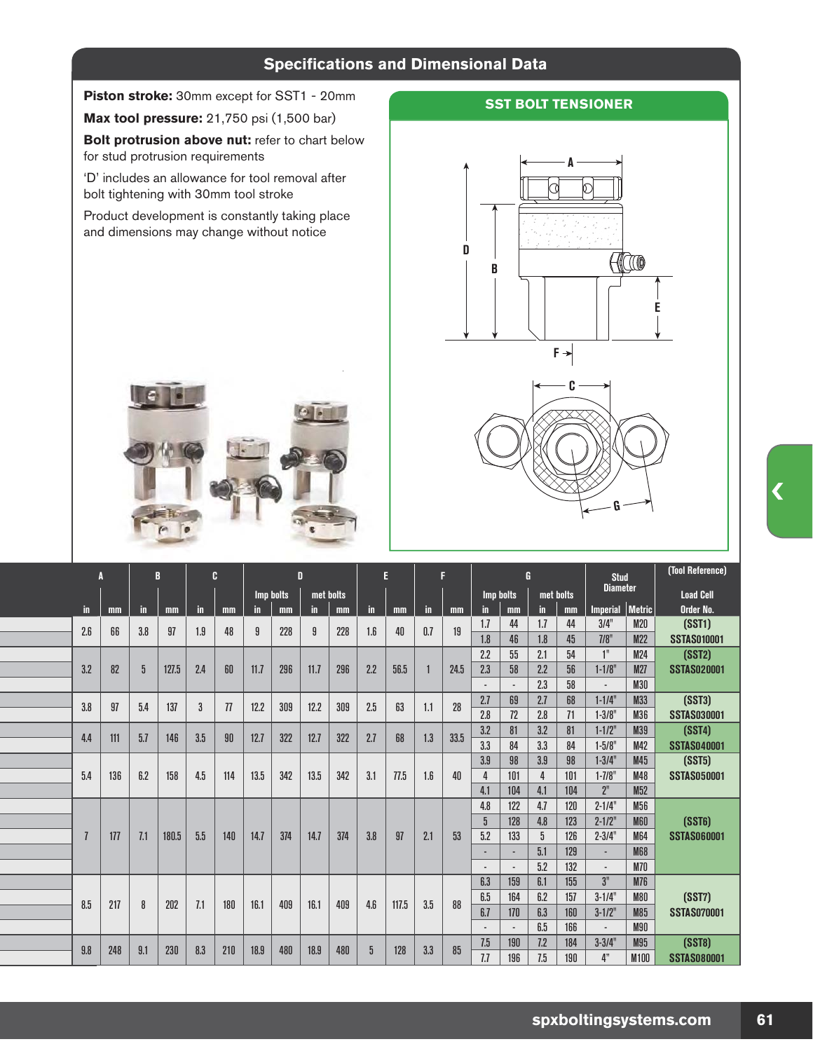## Specifications and Dimensional Data

**Piston stroke:** 30mm except for SST1 - 20mm

**Max tool pressure:** 21,750 psi (1,500 bar)

**Bolt protrusion above nut:** refer to chart below for stud protrusion requirements

'D' includes an allowance for tool removal after bolt tightening with 30mm tool stroke

Product development is constantly taking place and dimensions may change without notice

### SST BOLT TENSIONER

A
D
B
E
F
C
G

| A | | B | | C | | D | | | | E | | F | | G | | | | Stud Diameter | | (Tool Reference) |
|---|---|---|---|---|---|---|---|---|---|---|---|---|---|---|---|---|---|---|---|---|
| | | | | | | Imp bolts | | met bolts | | | | | | Imp bolts | | met bolts | | | | Load Cell |
| in | mm | in | mm | in | mm | in | mm | in | mm | in | mm | in | mm | in | mm | in | mm | Imperial | Metric | Order No. |
| 2.6 | 66 | 3.8 | 97 | 1.9 | 48 | 9 | 228 | 9 | 228 | 1.6 | 40 | 0.7 | 19 | 1.7 | 44 | 1.7 | 44 | 3/4" | M20 | (SST1) SSTAS010001 |
| | | | | | | | | | | | | | | 1.8 | 46 | 1.8 | 45 | 7/8" | M22 | |
| 3.2 | 82 | 5 | 127.5 | 2.4 | 60 | 11.7 | 296 | 11.7 | 296 | 2.2 | 56.5 | 1 | 24.5 | 2.2 | 55 | 2.1 | 54 | 1" | M24 | (SST2) SSTAS020001 |
| | | | | | | | | | | | | | | 2.3 | 58 | 2.2 | 56 | 1-1/8" | M27 | |
| | | | | | | | | | | | | | | - | - | 2.3 | 58 | - | M30 | |
| 3.8 | 97 | 5.4 | 137 | 3 | 77 | 12.2 | 309 | 12.2 | 309 | 2.5 | 63 | 1.1 | 28 | 2.7 | 69 | 2.7 | 68 | 1-1/4" | M33 | (SST3) SSTAS030001 |
| | | | | | | | | | | | | | | 2.8 | 72 | 2.8 | 71 | 1-3/8" | M36 | |
| 4.4 | 111 | 5.7 | 146 | 3.5 | 90 | 12.7 | 322 | 12.7 | 322 | 2.7 | 68 | 1.3 | 33.5 | 3.2 | 81 | 3.2 | 81 | 1-1/2" | M39 | (SST4) SSTAS040001 |
| | | | | | | | | | | | | | | 3.3 | 84 | 3.3 | 84 | 1-5/8" | M42 | |
| 5.4 | 136 | 6.2 | 158 | 4.5 | 114 | 13.5 | 342 | 13.5 | 342 | 3.1 | 77.5 | 1.6 | 40 | 3.9 | 98 | 3.9 | 98 | 1-3/4" | M45 | (SST5) SSTAS050001 |
| | | | | | | | | | | | | | | 4 | 101 | 4 | 101 | 1-7/8" | M48 | |
| | | | | | | | | | | | | | | 4.1 | 104 | 4.1 | 104 | 2" | M52 | |
| 7 | 177 | 7.1 | 180.5 | 5.5 | 140 | 14.7 | 374 | 14.7 | 374 | 3.8 | 97 | 2.1 | 53 | 4.8 | 122 | 4.7 | 120 | 2-1/4" | M56 | (SST6) SSTAS060001 |
| | | | | | | | | | | | | | | 5 | 128 | 4.8 | 123 | 2-1/2" | M60 | |
| | | | | | | | | | | | | | | 5.2 | 133 | 5 | 126 | 2-3/4" | M64 | |
| | | | | | | | | | | | | | | - | - | 5.1 | 129 | - | M68 | |
| | | | | | | | | | | | | | | - | - | 5.2 | 132 | - | M70 | |
| 8.5 | 217 | 8 | 202 | 7.1 | 180 | 16.1 | 409 | 16.1 | 409 | 4.6 | 117.5 | 3.5 | 88 | 6.3 | 159 | 6.1 | 155 | 3" | M76 | (SST7) SSTAS070001 |
| | | | | | | | | | | | | | | 6.5 | 164 | 6.2 | 157 | 3-1/4" | M80 | |
| | | | | | | | | | | | | | | 6.7 | 170 | 6.3 | 160 | 3-1/2" | M85 | |
| | | | | | | | | | | | | | | - | - | 6.5 | 166 | - | M90 | |
| 9.8 | 248 | 9.1 | 230 | 8.3 | 210 | 18.9 | 480 | 18.9 | 480 | 5 | 128 | 3.3 | 85 | 7.5 | 190 | 7.2 | 184 | 3-3/4" | M95 | (SST8) SSTAS080001 |
| | | | | | | | | | | | | | | 7.7 | 196 | 7.5 | 190 | 4" | M100 | |

spxboltingsystems.com